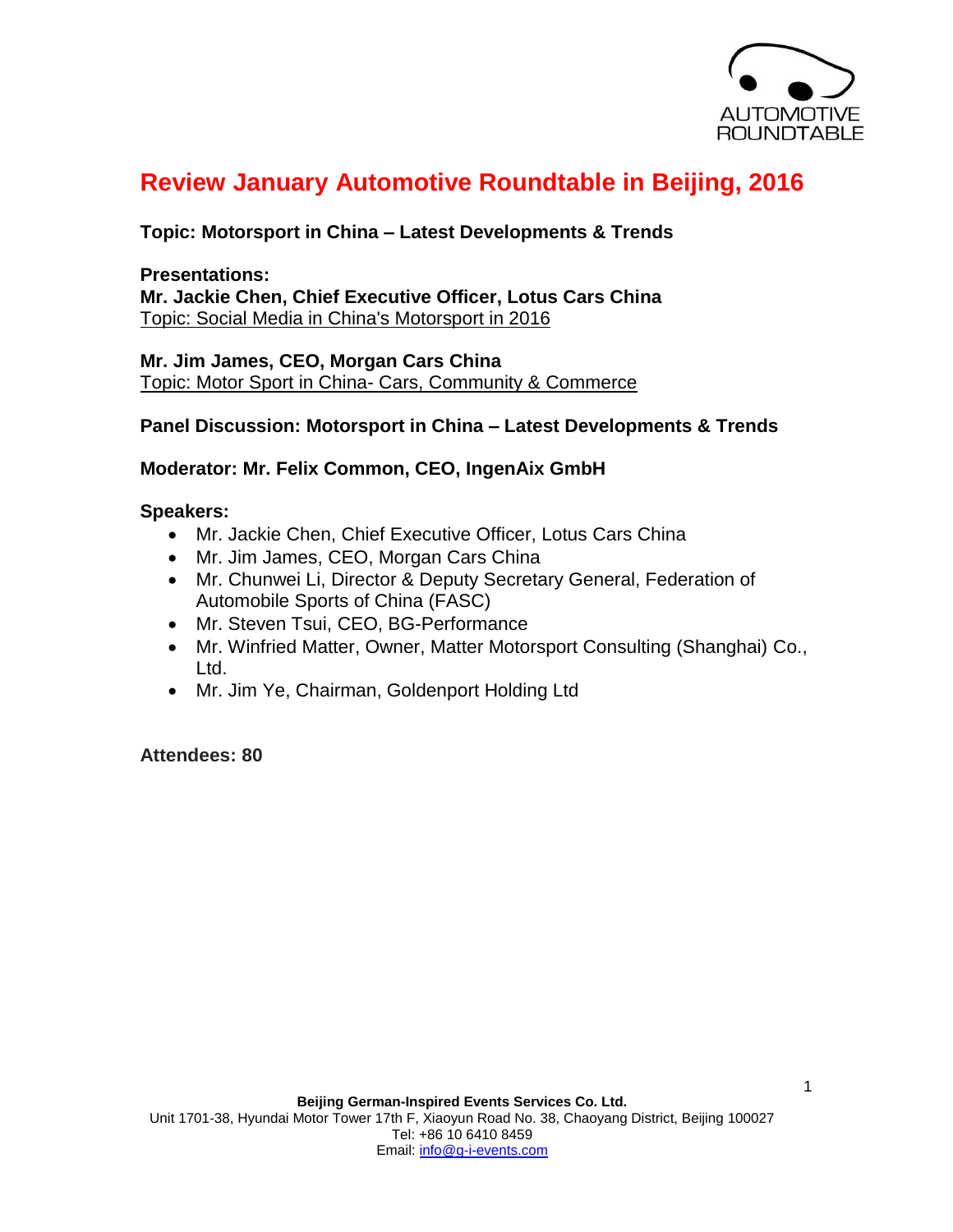# Review January Automotive Roundtable in Beijing, 2016

**Topic: Motorsport in China – Latest Developments & Trends**

**Presentations:**
**Mr. Jackie Chen, Chief Executive Officer, Lotus Cars China**
Topic: Social Media in China's Motorsport in 2016

**Mr. Jim James, CEO, Morgan Cars China**
Topic: Motor Sport in China- Cars, Community & Commerce

**Panel Discussion: Motorsport in China – Latest Developments & Trends**

**Moderator: Mr. Felix Common, CEO, IngenAix GmbH**

**Speakers:**

- Mr. Jackie Chen, Chief Executive Officer, Lotus Cars China
- Mr. Jim James, CEO, Morgan Cars China
- Mr. Chunwei Li, Director & Deputy Secretary General, Federation of Automobile Sports of China (FASC)
- Mr. Steven Tsui, CEO, BG-Performance
- Mr. Winfried Matter, Owner, Matter Motorsport Consulting (Shanghai) Co., Ltd.
- Mr. Jim Ye, Chairman, Goldenport Holding Ltd

**Attendees: 80**

**Beijing German-Inspired Events Services Co. Ltd.**
Unit 1701-38, Hyundai Motor Tower 17th F, Xiaoyun Road No. 38, Chaoyang District, Beijing 100027
Tel: +86 10 6410 8459
Email: info@g-i-events.com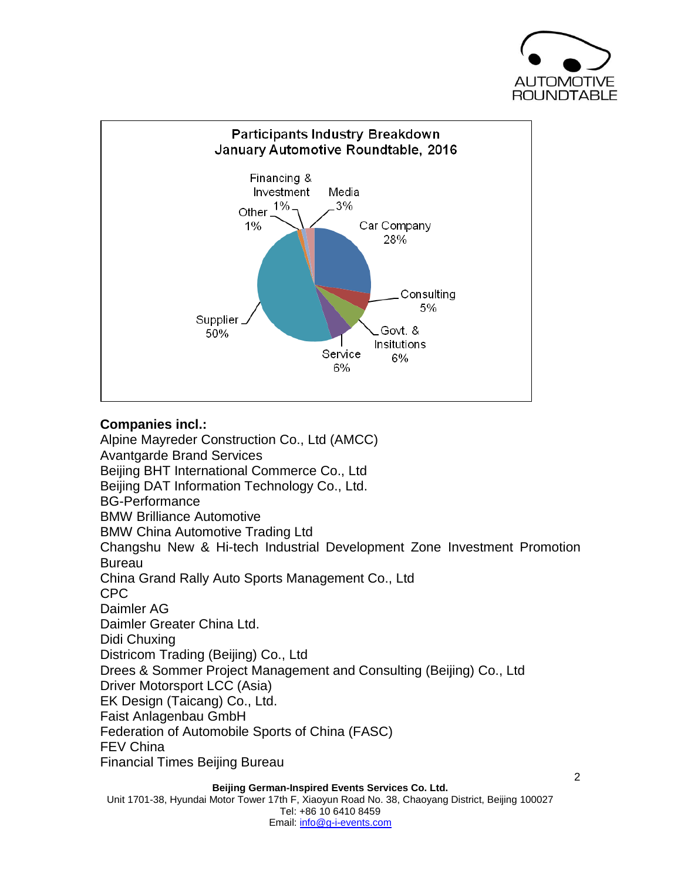**Participants Industry Breakdown**
**January Automotive Roundtable, 2016**

| Industry | Share |
| --- | --- |
| Car Company | 28% |
| Consulting | 5% |
| Govt. & Insitutions | 6% |
| Service | 6% |
| Supplier | 50% |
| Other | 1% |
| Financing & Investment | 1% |
| Media | 3% |

**Companies incl.:**

Alpine Mayreder Construction Co., Ltd (AMCC)
Avantgarde Brand Services
Beijing BHT International Commerce Co., Ltd
Beijing DAT Information Technology Co., Ltd.
BG-Performance
BMW Brilliance Automotive
BMW China Automotive Trading Ltd
Changshu New & Hi-tech Industrial Development Zone Investment Promotion Bureau
China Grand Rally Auto Sports Management Co., Ltd
CPC
Daimler AG
Daimler Greater China Ltd.
Didi Chuxing
Districom Trading (Beijing) Co., Ltd
Drees & Sommer Project Management and Consulting (Beijing) Co., Ltd
Driver Motorsport LCC (Asia)
EK Design (Taicang) Co., Ltd.
Faist Anlagenbau GmbH
Federation of Automobile Sports of China (FASC)
FEV China
Financial Times Beijing Bureau

**Beijing German-Inspired Events Services Co. Ltd.**
Unit 1701-38, Hyundai Motor Tower 17th F, Xiaoyun Road No. 38, Chaoyang District, Beijing 100027
Tel: +86 10 6410 8459
Email: info@g-i-events.com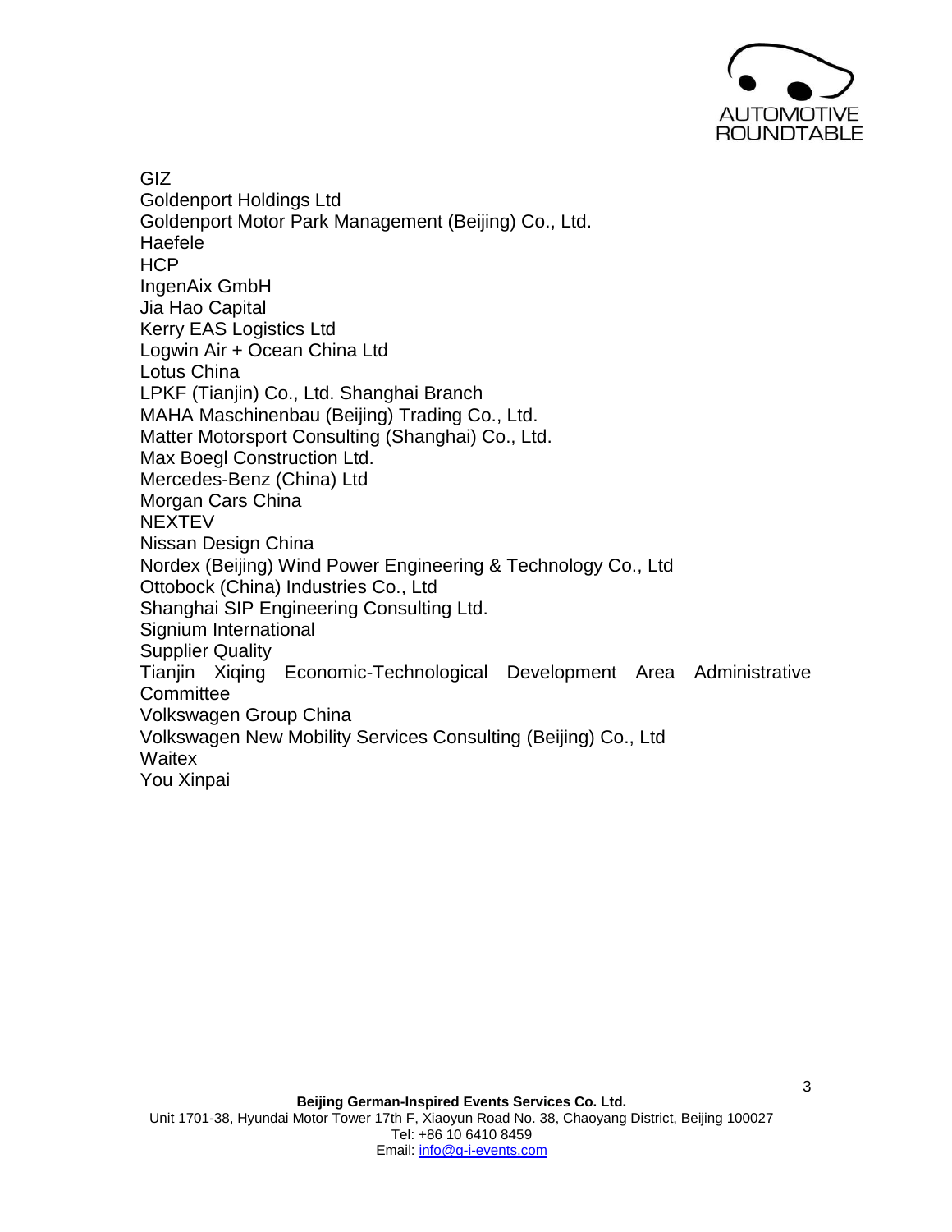GIZ
Goldenport Holdings Ltd
Goldenport Motor Park Management (Beijing) Co., Ltd.
Haefele
HCP
IngenAix GmbH
Jia Hao Capital
Kerry EAS Logistics Ltd
Logwin Air + Ocean China Ltd
Lotus China
LPKF (Tianjin) Co., Ltd. Shanghai Branch
MAHA Maschinenbau (Beijing) Trading Co., Ltd.
Matter Motorsport Consulting (Shanghai) Co., Ltd.
Max Boegl Construction Ltd.
Mercedes-Benz (China) Ltd
Morgan Cars China
NEXTEV
Nissan Design China
Nordex (Beijing) Wind Power Engineering & Technology Co., Ltd
Ottobock (China) Industries Co., Ltd
Shanghai SIP Engineering Consulting Ltd.
Signium International
Supplier Quality
Tianjin Xiqing Economic-Technological Development Area Administrative Committee
Volkswagen Group China
Volkswagen New Mobility Services Consulting (Beijing) Co., Ltd
Waitex
You Xinpai